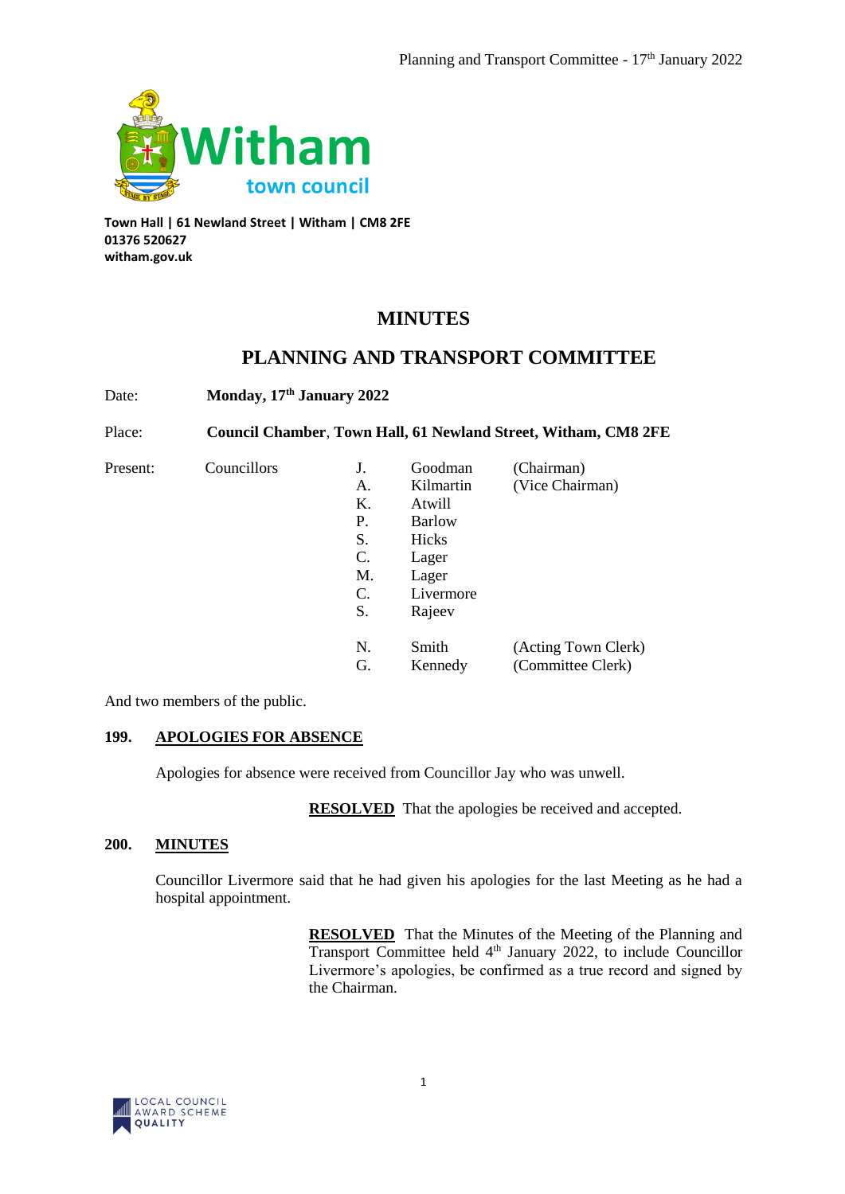Witham town council

**Town Hall | 61 Newland Street | Witham | CM8 2FE**
**01376 520627**
**witham.gov.uk**

# MINUTES

# PLANNING AND TRANSPORT COMMITTEE

Date: **Monday, 17th January 2022**

Place: **Council Chamber, Town Hall, 61 Newland Street, Witham, CM8 2FE**

| Present: | Councillors | J. | Goodman | (Chairman) |
|---|---|---|---|---|
| | | A. | Kilmartin | (Vice Chairman) |
| | | K. | Atwill | |
| | | P. | Barlow | |
| | | S. | Hicks | |
| | | C. | Lager | |
| | | M. | Lager | |
| | | C. | Livermore | |
| | | S. | Rajeev | |
| | | N. | Smith | (Acting Town Clerk) |
| | | G. | Kennedy | (Committee Clerk) |

And two members of the public.

## 199. APOLOGIES FOR ABSENCE

Apologies for absence were received from Councillor Jay who was unwell.

**RESOLVED** That the apologies be received and accepted.

## 200. MINUTES

Councillor Livermore said that he had given his apologies for the last Meeting as he had a hospital appointment.

**RESOLVED** That the Minutes of the Meeting of the Planning and Transport Committee held 4th January 2022, to include Councillor Livermore's apologies, be confirmed as a true record and signed by the Chairman.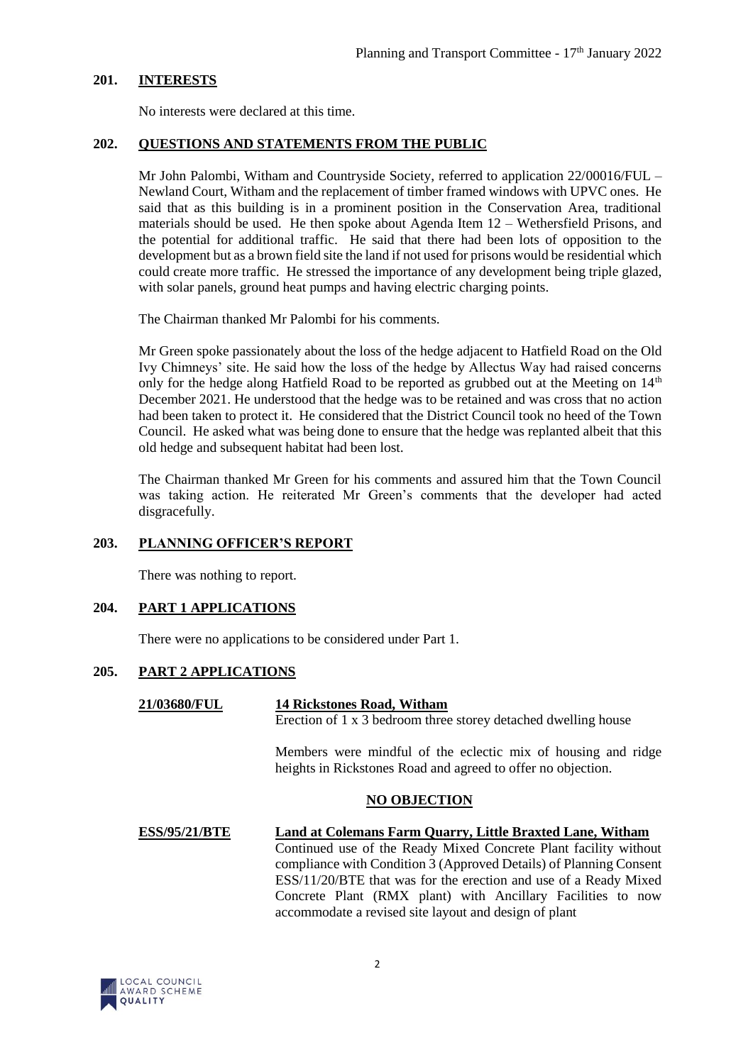## 201. INTERESTS

No interests were declared at this time.

## 202. QUESTIONS AND STATEMENTS FROM THE PUBLIC

Mr John Palombi, Witham and Countryside Society, referred to application 22/00016/FUL – Newland Court, Witham and the replacement of timber framed windows with UPVC ones. He said that as this building is in a prominent position in the Conservation Area, traditional materials should be used. He then spoke about Agenda Item 12 – Wethersfield Prisons, and the potential for additional traffic. He said that there had been lots of opposition to the development but as a brown field site the land if not used for prisons would be residential which could create more traffic. He stressed the importance of any development being triple glazed, with solar panels, ground heat pumps and having electric charging points.

The Chairman thanked Mr Palombi for his comments.

Mr Green spoke passionately about the loss of the hedge adjacent to Hatfield Road on the Old Ivy Chimneys' site. He said how the loss of the hedge by Allectus Way had raised concerns only for the hedge along Hatfield Road to be reported as grubbed out at the Meeting on 14th December 2021. He understood that the hedge was to be retained and was cross that no action had been taken to protect it. He considered that the District Council took no heed of the Town Council. He asked what was being done to ensure that the hedge was replanted albeit that this old hedge and subsequent habitat had been lost.

The Chairman thanked Mr Green for his comments and assured him that the Town Council was taking action. He reiterated Mr Green's comments that the developer had acted disgracefully.

## 203. PLANNING OFFICER'S REPORT

There was nothing to report.

## 204. PART 1 APPLICATIONS

There were no applications to be considered under Part 1.

## 205. PART 2 APPLICATIONS

**21/03680/FUL** — **14 Rickstones Road, Witham**

Erection of 1 x 3 bedroom three storey detached dwelling house

Members were mindful of the eclectic mix of housing and ridge heights in Rickstones Road and agreed to offer no objection.

**NO OBJECTION**

**ESS/95/21/BTE** — **Land at Colemans Farm Quarry, Little Braxted Lane, Witham**

Continued use of the Ready Mixed Concrete Plant facility without compliance with Condition 3 (Approved Details) of Planning Consent ESS/11/20/BTE that was for the erection and use of a Ready Mixed Concrete Plant (RMX plant) with Ancillary Facilities to now accommodate a revised site layout and design of plant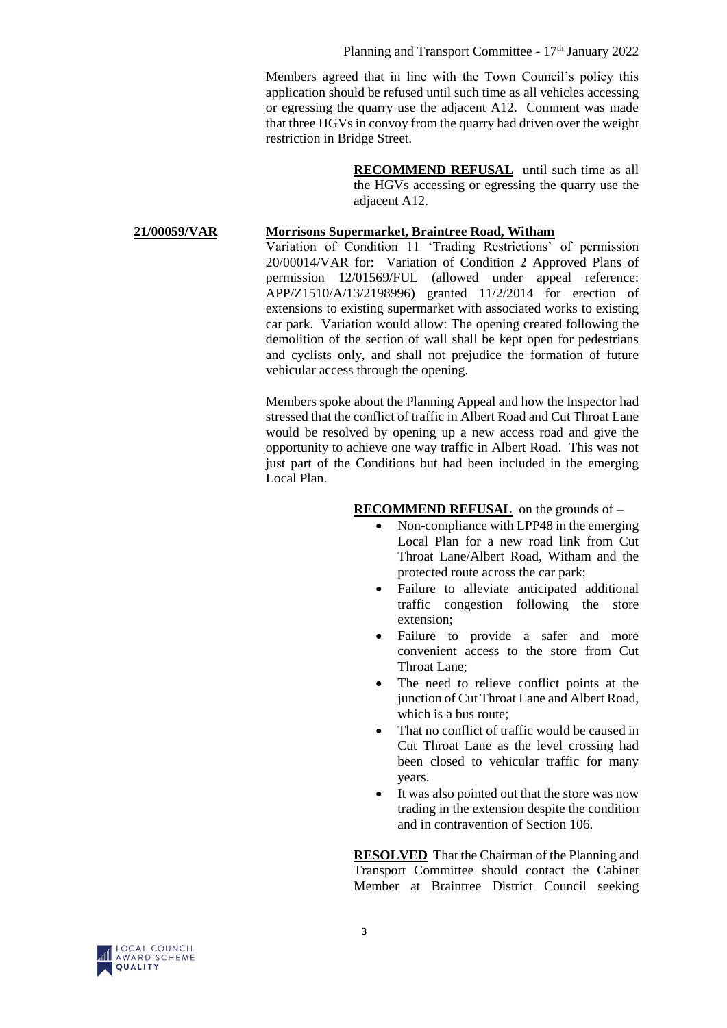Members agreed that in line with the Town Council's policy this application should be refused until such time as all vehicles accessing or egressing the quarry use the adjacent A12. Comment was made that three HGVs in convoy from the quarry had driven over the weight restriction in Bridge Street.

**RECOMMEND REFUSAL** until such time as all the HGVs accessing or egressing the quarry use the adjacent A12.

**21/00059/VAR** **Morrisons Supermarket, Braintree Road, Witham**

Variation of Condition 11 'Trading Restrictions' of permission 20/00014/VAR for: Variation of Condition 2 Approved Plans of permission 12/01569/FUL (allowed under appeal reference: APP/Z1510/A/13/2198996) granted 11/2/2014 for erection of extensions to existing supermarket with associated works to existing car park. Variation would allow: The opening created following the demolition of the section of wall shall be kept open for pedestrians and cyclists only, and shall not prejudice the formation of future vehicular access through the opening.

Members spoke about the Planning Appeal and how the Inspector had stressed that the conflict of traffic in Albert Road and Cut Throat Lane would be resolved by opening up a new access road and give the opportunity to achieve one way traffic in Albert Road. This was not just part of the Conditions but had been included in the emerging Local Plan.

**RECOMMEND REFUSAL** on the grounds of –

- Non-compliance with LPP48 in the emerging Local Plan for a new road link from Cut Throat Lane/Albert Road, Witham and the protected route across the car park;
- Failure to alleviate anticipated additional traffic congestion following the store extension;
- Failure to provide a safer and more convenient access to the store from Cut Throat Lane;
- The need to relieve conflict points at the junction of Cut Throat Lane and Albert Road, which is a bus route;
- That no conflict of traffic would be caused in Cut Throat Lane as the level crossing had been closed to vehicular traffic for many years.
- It was also pointed out that the store was now trading in the extension despite the condition and in contravention of Section 106.

**RESOLVED** That the Chairman of the Planning and Transport Committee should contact the Cabinet Member at Braintree District Council seeking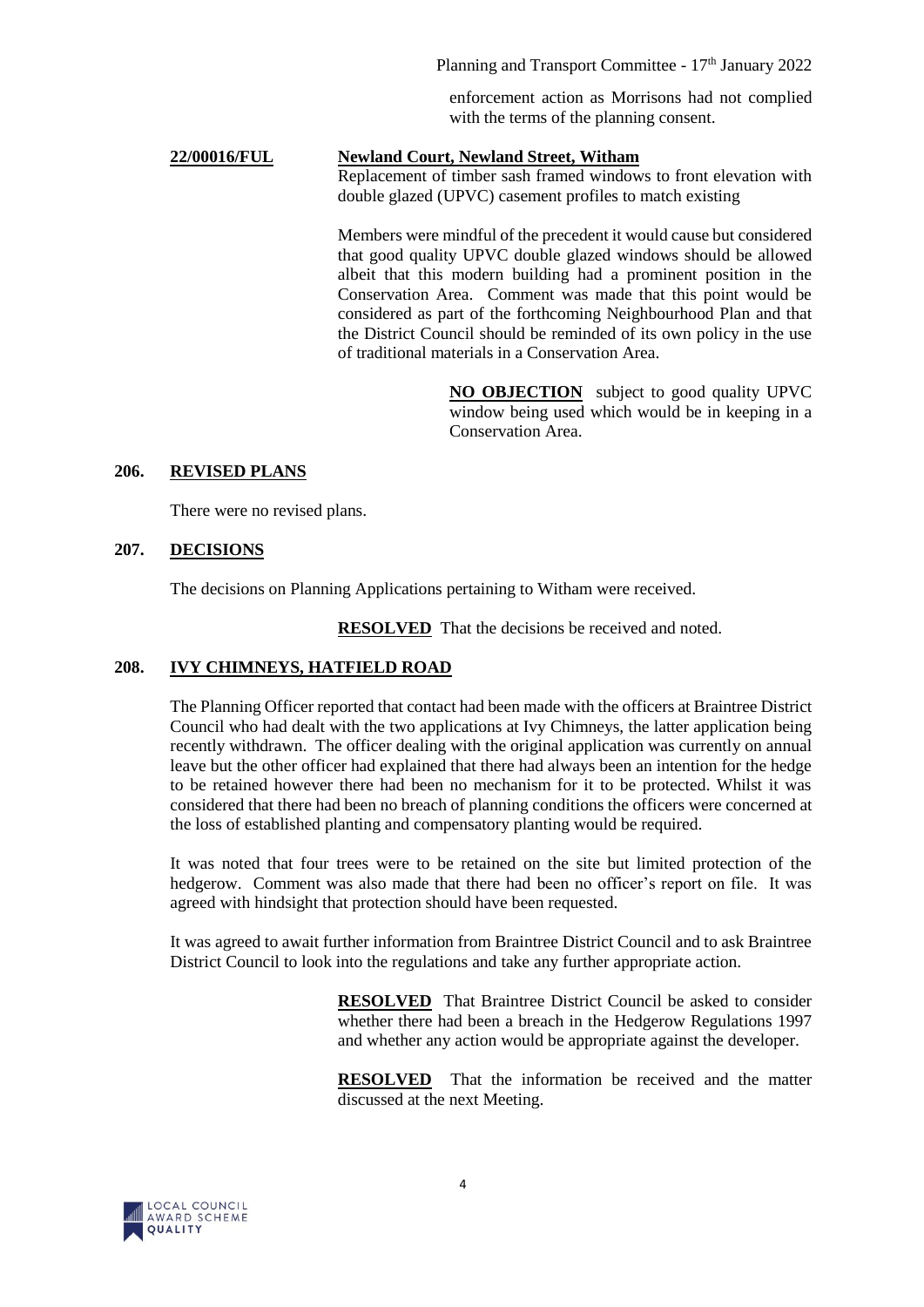enforcement action as Morrisons had not complied with the terms of the planning consent.

**22/00016/FUL** **Newland Court, Newland Street, Witham**

Replacement of timber sash framed windows to front elevation with double glazed (UPVC) casement profiles to match existing

Members were mindful of the precedent it would cause but considered that good quality UPVC double glazed windows should be allowed albeit that this modern building had a prominent position in the Conservation Area. Comment was made that this point would be considered as part of the forthcoming Neighbourhood Plan and that the District Council should be reminded of its own policy in the use of traditional materials in a Conservation Area.

**NO OBJECTION** subject to good quality UPVC window being used which would be in keeping in a Conservation Area.

## 206. REVISED PLANS

There were no revised plans.

## 207. DECISIONS

The decisions on Planning Applications pertaining to Witham were received.

**RESOLVED** That the decisions be received and noted.

## 208. IVY CHIMNEYS, HATFIELD ROAD

The Planning Officer reported that contact had been made with the officers at Braintree District Council who had dealt with the two applications at Ivy Chimneys, the latter application being recently withdrawn. The officer dealing with the original application was currently on annual leave but the other officer had explained that there had always been an intention for the hedge to be retained however there had been no mechanism for it to be protected. Whilst it was considered that there had been no breach of planning conditions the officers were concerned at the loss of established planting and compensatory planting would be required.

It was noted that four trees were to be retained on the site but limited protection of the hedgerow. Comment was also made that there had been no officer's report on file. It was agreed with hindsight that protection should have been requested.

It was agreed to await further information from Braintree District Council and to ask Braintree District Council to look into the regulations and take any further appropriate action.

**RESOLVED** That Braintree District Council be asked to consider whether there had been a breach in the Hedgerow Regulations 1997 and whether any action would be appropriate against the developer.

**RESOLVED** That the information be received and the matter discussed at the next Meeting.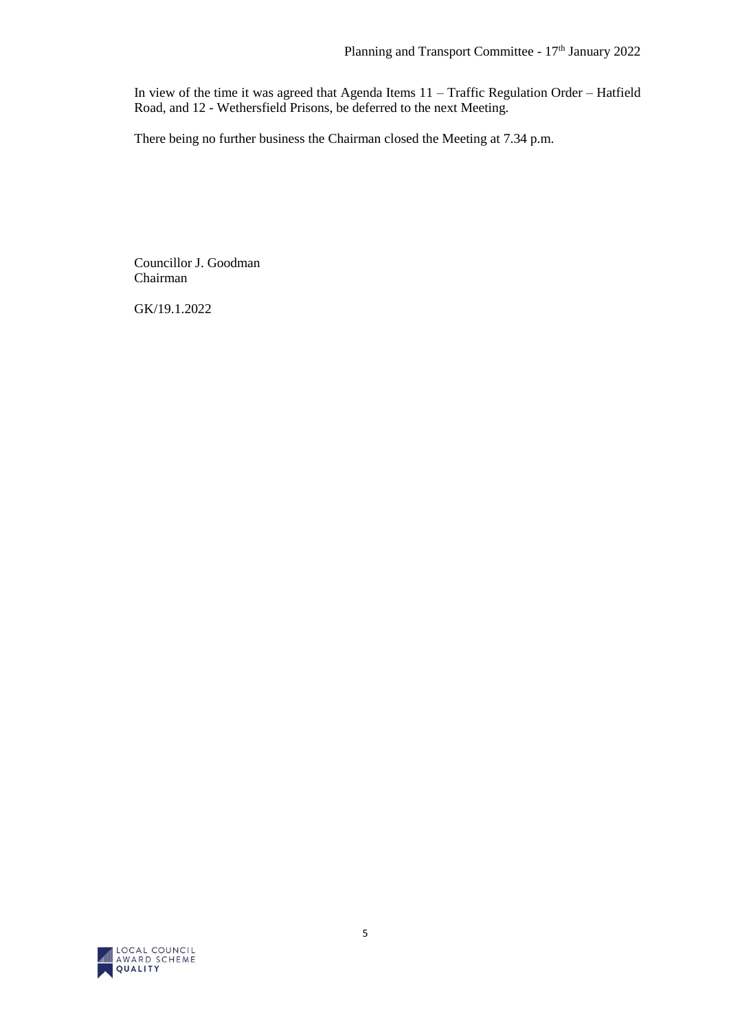In view of the time it was agreed that Agenda Items 11 – Traffic Regulation Order – Hatfield Road, and 12 - Wethersfield Prisons, be deferred to the next Meeting.

There being no further business the Chairman closed the Meeting at 7.34 p.m.

Councillor J. Goodman
Chairman

GK/19.1.2022